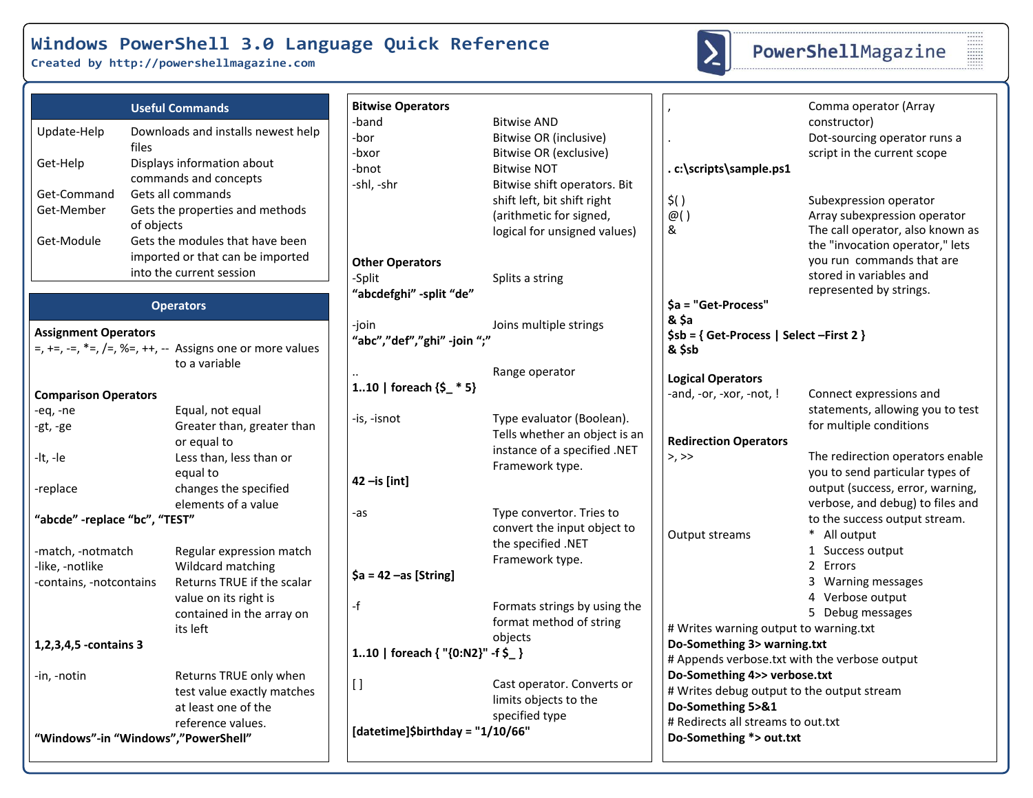# Windows PowerShell 3.0 Language Quick Reference

**Created by http://powershellmagazine.com**

PowerShellMagazine

## Useful Commands

| Command | Description |
|---|---|
| Update-Help | Downloads and installs newest help files |
| Get-Help | Displays information about commands and concepts |
| Get-Command | Gets all commands |
| Get-Member | Gets the properties and methods of objects |
| Get-Module | Gets the modules that have been imported or that can be imported into the current session |

## Operators

### Assignment Operators

| Operator | Description |
|---|---|
| =, +=, -=, *=, /=, %=, ++, -- | Assigns one or more values to a variable |

### Comparison Operators

| Operator | Description |
|---|---|
| -eq, -ne | Equal, not equal |
| -gt, -ge | Greater than, greater than or equal to |
| -lt, -le | Less than, less than or equal to |
| -replace | changes the specified elements of a value |

**"abcde" -replace "bc", "TEST"**

| Operator | Description |
|---|---|
| -match, -notmatch | Regular expression match |
| -like, -notlike | Wildcard matching |
| -contains, -notcontains | Returns TRUE if the scalar value on its right is contained in the array on its left |

**1,2,3,4,5 -contains 3**

| Operator | Description |
|---|---|
| -in, -notin | Returns TRUE only when test value exactly matches at least one of the reference values. |

**"Windows"-in "Windows","PowerShell"**

### Bitwise Operators

| Operator | Description |
|---|---|
| -band | Bitwise AND |
| -bor | Bitwise OR (inclusive) |
| -bxor | Bitwise OR (exclusive) |
| -bnot | Bitwise NOT |
| -shl, -shr | Bitwise shift operators. Bit shift left, bit shift right (arithmetic for signed, logical for unsigned values) |

### Other Operators

| Operator | Description |
|---|---|
| -Split | Splits a string |

**"abcdefghi" -split "de"**

| Operator | Description |
|---|---|
| -join | Joins multiple strings |

**"abc","def","ghi" -join ";"**

| Operator | Description |
|---|---|
| .. | Range operator |

**1..10 | foreach {$_ * 5}**

| Operator | Description |
|---|---|
| -is, -isnot | Type evaluator (Boolean). Tells whether an object is an instance of a specified .NET Framework type. |

**42 –is [int]**

| Operator | Description |
|---|---|
| -as | Type convertor. Tries to convert the input object to the specified .NET Framework type. |

**$a = 42 –as [String]**

| Operator | Description |
|---|---|
| -f | Formats strings by using the format method of string objects |

**1..10 | foreach { "{0:N2}" -f $_ }**

| Operator | Description |
|---|---|
| [ ] | Cast operator. Converts or limits objects to the specified type |

**[datetime]$birthday = "1/10/66"**

| Operator | Description |
|---|---|
| , | Comma operator (Array constructor) |
| . | Dot-sourcing operator runs a script in the current scope |

**. c:\scripts\sample.ps1**

| Operator | Description |
|---|---|
| $( ) | Subexpression operator |
| @( ) | Array subexpression operator |
| & | The call operator, also known as the "invocation operator," lets you run commands that are stored in variables and represented by strings. |

**$a = "Get-Process"**
**& $a**
**$sb = { Get-Process | Select –First 2 }**
**& $sb**

### Logical Operators

| Operator | Description |
|---|---|
| -and, -or, -xor, -not, ! | Connect expressions and statements, allowing you to test for multiple conditions |

### Redirection Operators

| Operator | Description |
|---|---|
| >, >> | The redirection operators enable you to send particular types of output (success, error, warning, verbose, and debug) to files and to the success output stream. |
| Output streams | * All output<br>1 Success output<br>2 Errors<br>3 Warning messages<br>4 Verbose output<br>5 Debug messages |

# Writes warning output to warning.txt
**Do-Something 3> warning.txt**
# Appends verbose.txt with the verbose output
**Do-Something 4>> verbose.txt**
# Writes debug output to the output stream
**Do-Something 5>&1**
# Redirects all streams to out.txt
**Do-Something *> out.txt**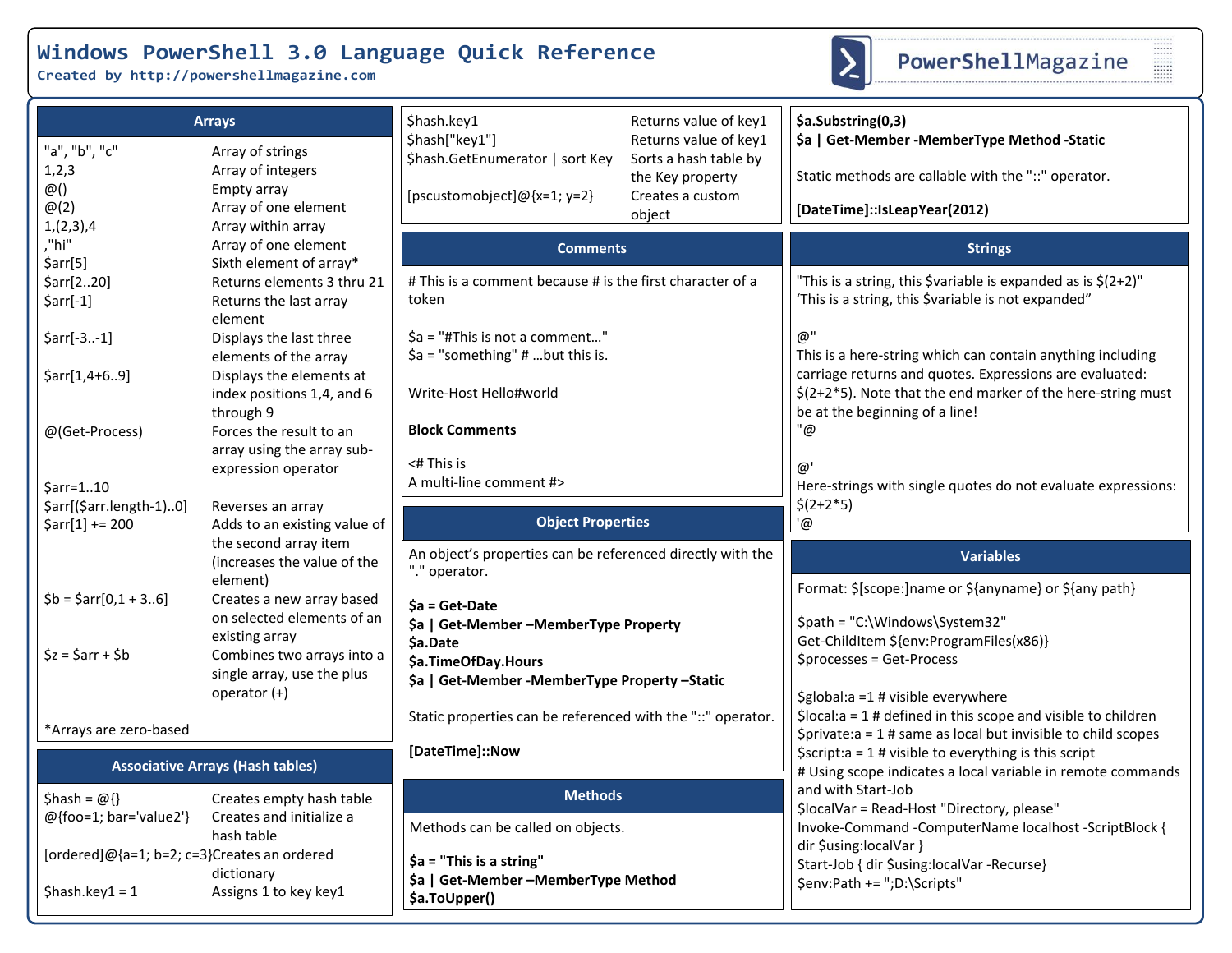# Windows PowerShell 3.0 Language Quick Reference

Created by http://powershellmagazine.com

PowerShellMagazine

## Arrays

| | |
|---|---|
| "a", "b", "c" | Array of strings |
| 1,2,3 | Array of integers |
| @() | Empty array |
| @(2) | Array of one element |
| 1,(2,3),4 | Array within array |
| ,"hi" | Array of one element |
| $arr[5] | Sixth element of array* |
| $arr[2..20] | Returns elements 3 thru 21 |
| $arr[-1] | Returns the last array element |
| $arr[-3..-1] | Displays the last three elements of the array |
| $arr[1,4+6..9] | Displays the elements at index positions 1,4, and 6 through 9 |
| @(Get-Process) | Forces the result to an array using the array sub-expression operator |
| $arr=1..10 | |
| $arr[($arr.length-1)..0] | Reverses an array |
| $arr[1] += 200 | Adds to an existing value of the second array item (increases the value of the element) |
| $b = $arr[0,1 + 3..6] | Creates a new array based on selected elements of an existing array |
| $z = $arr + $b | Combines two arrays into a single array, use the plus operator (+) |

*Arrays are zero-based

## Associative Arrays (Hash tables)

| | |
|---|---|
| $hash = @{} | Creates empty hash table |
| @{foo=1; bar='value2'} | Creates and initialize a hash table |
| [ordered]@{a=1; b=2; c=3} | Creates an ordered dictionary |
| $hash.key1 = 1 | Assigns 1 to key key1 |
| $hash.key1 | Returns value of key1 |
| $hash["key1"] | Returns value of key1 |
| $hash.GetEnumerator \| sort Key | Sorts a hash table by the Key property |
| [pscustomobject]@{x=1; y=2} | Creates a custom object |

## Comments

# This is a comment because # is the first character of a token

```
$a = "#This is not a comment…"
$a = "something" # …but this is.

Write-Host Hello#world
```

**Block Comments**

```
<# This is
A multi-line comment #>
```

## Object Properties

An object's properties can be referenced directly with the "." operator.

**$a = Get-Date**
**$a | Get-Member –MemberType Property**
**$a.Date**
**$a.TimeOfDay.Hours**
**$a | Get-Member -MemberType Property –Static**

Static properties can be referenced with the "::" operator.

**[DateTime]::Now**

## Methods

Methods can be called on objects.

**$a = "This is a string"**
**$a | Get-Member –MemberType Method**
**$a.ToUpper()**
**$a.Substring(0,3)**
**$a | Get-Member -MemberType Method -Static**

Static methods are callable with the "::" operator.

**[DateTime]::IsLeapYear(2012)**

## Strings

"This is a string, this $variable is expanded as is $(2+2)"
'This is a string, this $variable is not expanded"

```
@"
This is a here-string which can contain anything including carriage returns and quotes. Expressions are evaluated: $(2+2*5). Note that the end marker of the here-string must be at the beginning of a line!
"@

@'
Here-strings with single quotes do not evaluate expressions:
$(2+2*5)
'@
```

## Variables

Format: $[scope:]name or ${anyname} or ${any path}

```
$path = "C:\Windows\System32"
Get-ChildItem ${env:ProgramFiles(x86)}
$processes = Get-Process

$global:a =1 # visible everywhere
$local:a = 1 # defined in this scope and visible to children
$private:a = 1 # same as local but invisible to child scopes
$script:a = 1 # visible to everything is this script
# Using scope indicates a local variable in remote commands and with Start-Job
$localVar = Read-Host "Directory, please"
Invoke-Command -ComputerName localhost -ScriptBlock { dir $using:localVar }
Start-Job { dir $using:localVar -Recurse}
$env:Path += ";D:\Scripts"
```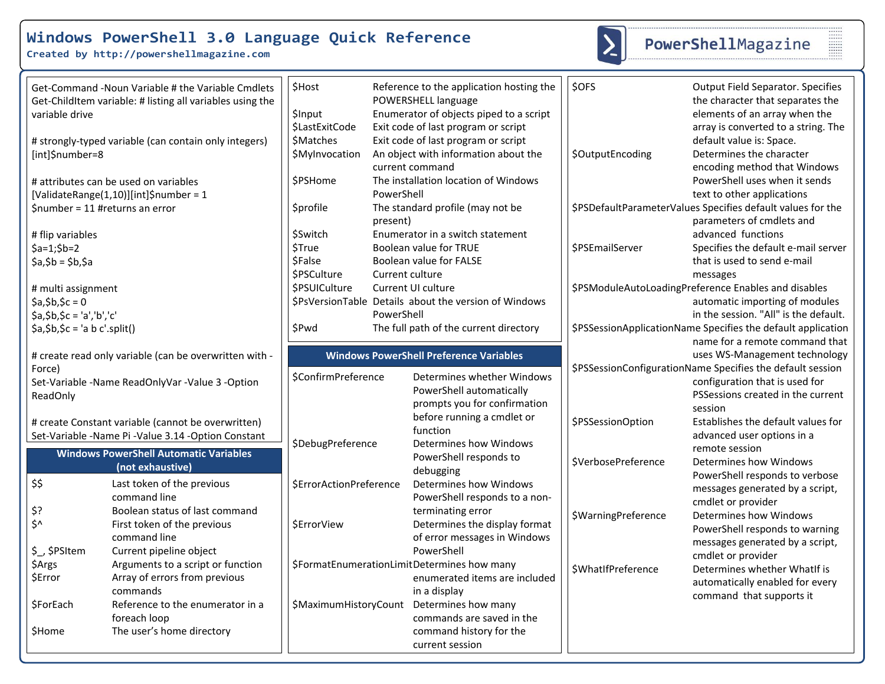# Windows PowerShell 3.0 Language Quick Reference

**Created by http://powershellmagazine.com**

```
Get-Command -Noun Variable # the Variable Cmdlets
Get-ChildItem variable: # listing all variables using the variable drive

# strongly-typed variable (can contain only integers)
[int]$number=8

# attributes can be used on variables
[ValidateRange(1,10)][int]$number = 1
$number = 11 #returns an error

# flip variables
$a=1;$b=2
$a,$b = $b,$a

# multi assignment
$a,$b,$c = 0
$a,$b,$c = 'a','b','c'
$a,$b,$c = 'a b c'.split()

# create read only variable (can be overwritten with -Force)
Set-Variable -Name ReadOnlyVar -Value 3 -Option ReadOnly

# create Constant variable (cannot be overwritten)
Set-Variable -Name Pi -Value 3.14 -Option Constant
```

## Windows PowerShell Automatic Variables (not exhaustive)

| Variable | Description |
|---|---|
| $$ | Last token of the previous command line |
| $? | Boolean status of last command |
| $^ | First token of the previous command line |
| $_, $PSItem | Current pipeline object |
| $Args | Arguments to a script or function |
| $Error | Array of errors from previous commands |
| $ForEach | Reference to the enumerator in a foreach loop |
| $Home | The user's home directory |
| $Host | Reference to the application hosting the POWERSHELL language |
| $Input | Enumerator of objects piped to a script |
| $LastExitCode | Exit code of last program or script |
| $Matches | Exit code of last program or script |
| $MyInvocation | An object with information about the current command |
| $PSHome | The installation location of Windows PowerShell |
| $profile | The standard profile (may not be present) |
| $Switch | Enumerator in a switch statement |
| $True | Boolean value for TRUE |
| $False | Boolean value for FALSE |
| $PSCulture | Current culture |
| $PSUICulture | Current UI culture |
| $PsVersionTable | Details about the version of Windows PowerShell |
| $Pwd | The full path of the current directory |

## Windows PowerShell Preference Variables

| Variable | Description |
|---|---|
| $ConfirmPreference | Determines whether Windows PowerShell automatically prompts you for confirmation before running a cmdlet or function |
| $DebugPreference | Determines how Windows PowerShell responds to debugging |
| $ErrorActionPreference | Determines how Windows PowerShell responds to a non-terminating error |
| $ErrorView | Determines the display format of error messages in Windows PowerShell |
| $FormatEnumerationLimit | Determines how many enumerated items are included in a display |
| $MaximumHistoryCount | Determines how many commands are saved in the command history for the current session |
| $OFS | Output Field Separator. Specifies the character that separates the elements of an array when the array is converted to a string. The default value is: Space. |
| $OutputEncoding | Determines the character encoding method that Windows PowerShell uses when it sends text to other applications |
| $PSDefaultParameterValues | Specifies default values for the parameters of cmdlets and advanced functions |
| $PSEmailServer | Specifies the default e-mail server that is used to send e-mail messages |
| $PSModuleAutoLoadingPreference | Enables and disables automatic importing of modules in the session. "All" is the default. |
| $PSSessionApplicationName | Specifies the default application name for a remote command that uses WS-Management technology |
| $PSSessionConfigurationName | Specifies the default session configuration that is used for PSSessions created in the current session |
| $PSSessionOption | Establishes the default values for advanced user options in a remote session |
| $VerbosePreference | Determines how Windows PowerShell responds to verbose messages generated by a script, cmdlet or provider |
| $WarningPreference | Determines how Windows PowerShell responds to warning messages generated by a script, cmdlet or provider |
| $WhatIfPreference | Determines whether WhatIf is automatically enabled for every command that supports it |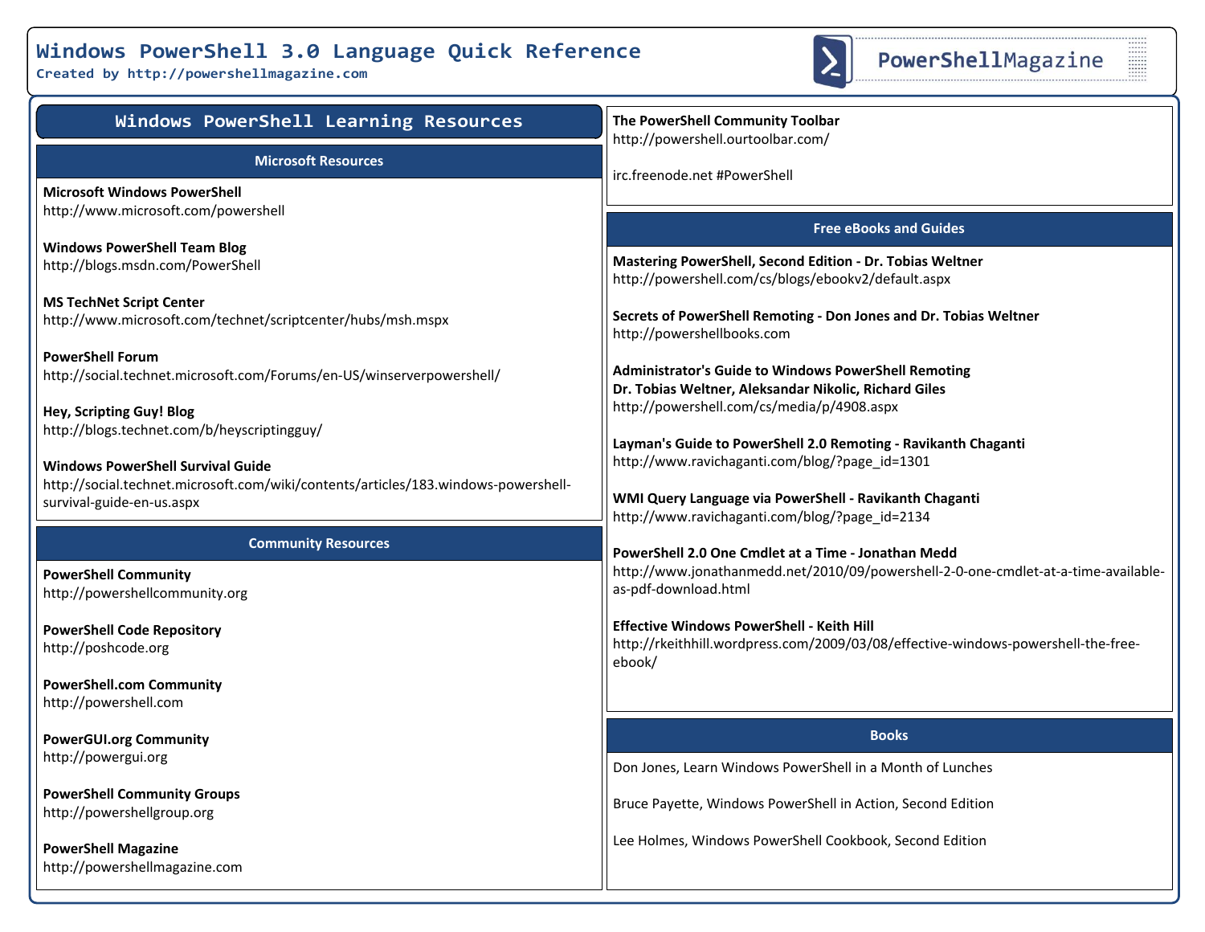# Windows PowerShell 3.0 Language Quick Reference

Created by http://powershellmagazine.com

PowerShellMagazine

## Windows PowerShell Learning Resources

### Microsoft Resources

**Microsoft Windows PowerShell**
http://www.microsoft.com/powershell

**Windows PowerShell Team Blog**
http://blogs.msdn.com/PowerShell

**MS TechNet Script Center**
http://www.microsoft.com/technet/scriptcenter/hubs/msh.mspx

**PowerShell Forum**
http://social.technet.microsoft.com/Forums/en-US/winserverpowershell/

**Hey, Scripting Guy! Blog**
http://blogs.technet.com/b/heyscriptingguy/

**Windows PowerShell Survival Guide**
http://social.technet.microsoft.com/wiki/contents/articles/183.windows-powershell-survival-guide-en-us.aspx

### Community Resources

**PowerShell Community**
http://powershellcommunity.org

**PowerShell Code Repository**
http://poshcode.org

**PowerShell.com Community**
http://powershell.com

**PowerGUI.org Community**
http://powergui.org

**PowerShell Community Groups**
http://powershellgroup.org

**PowerShell Magazine**
http://powershellmagazine.com

**The PowerShell Community Toolbar**
http://powershell.ourtoolbar.com/

irc.freenode.net #PowerShell

### Free eBooks and Guides

**Mastering PowerShell, Second Edition - Dr. Tobias Weltner**
http://powershell.com/cs/blogs/ebookv2/default.aspx

**Secrets of PowerShell Remoting - Don Jones and Dr. Tobias Weltner**
http://powershellbooks.com

**Administrator's Guide to Windows PowerShell Remoting**
**Dr. Tobias Weltner, Aleksandar Nikolic, Richard Giles**
http://powershell.com/cs/media/p/4908.aspx

**Layman's Guide to PowerShell 2.0 Remoting - Ravikanth Chaganti**
http://www.ravichaganti.com/blog/?page_id=1301

**WMI Query Language via PowerShell - Ravikanth Chaganti**
http://www.ravichaganti.com/blog/?page_id=2134

**PowerShell 2.0 One Cmdlet at a Time - Jonathan Medd**
http://www.jonathanmedd.net/2010/09/powershell-2-0-one-cmdlet-at-a-time-available-as-pdf-download.html

**Effective Windows PowerShell - Keith Hill**
http://rkeithhill.wordpress.com/2009/03/08/effective-windows-powershell-the-free-ebook/

### Books

Don Jones, Learn Windows PowerShell in a Month of Lunches

Bruce Payette, Windows PowerShell in Action, Second Edition

Lee Holmes, Windows PowerShell Cookbook, Second Edition